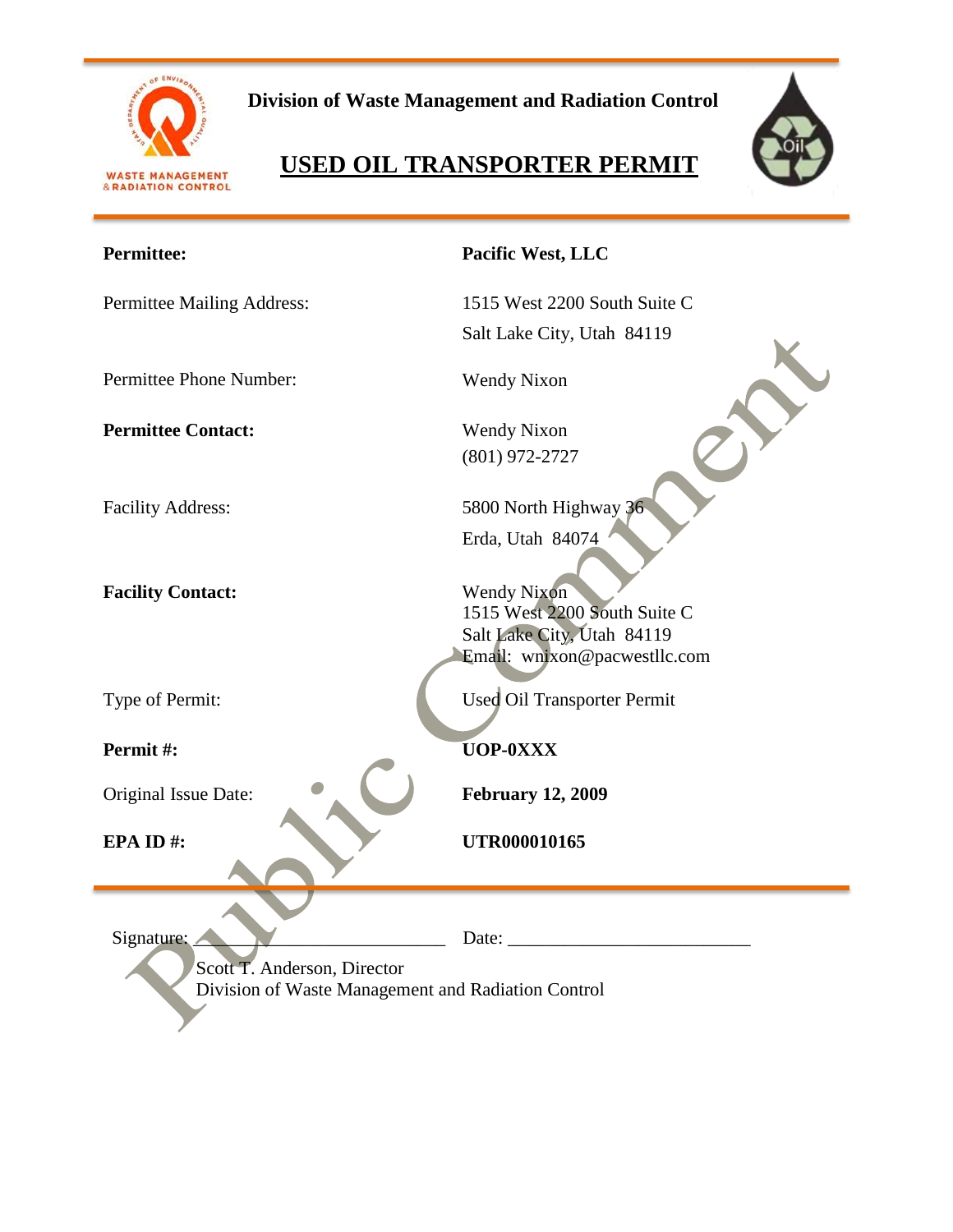**Division of Waste Management and Radiation Control**

# USED OIL TRANSPORTER PERMIT

| | |
|---|---|
| **Permittee:** | **Pacific West, LLC** |
| Permittee Mailing Address: | 1515 West 2200 South Suite C<br>Salt Lake City, Utah 84119 |
| Permittee Phone Number: | Wendy Nixon |
| **Permittee Contact:** | Wendy Nixon<br>(801) 972-2727 |
| Facility Address: | 5800 North Highway 36<br>Erda, Utah 84074 |
| **Facility Contact:** | Wendy Nixon<br>1515 West 2200 South Suite C<br>Salt Lake City, Utah 84119<br>Email: wnixon@pacwestllc.com |
| Type of Permit: | Used Oil Transporter Permit |
| **Permit #:** | **UOP-0XXX** |
| Original Issue Date: | **February 12, 2009** |
| **EPA ID #:** | **UTR000010165** |

Public Comment

Signature: ___________________________ Date: ___________________________

Scott T. Anderson, Director
Division of Waste Management and Radiation Control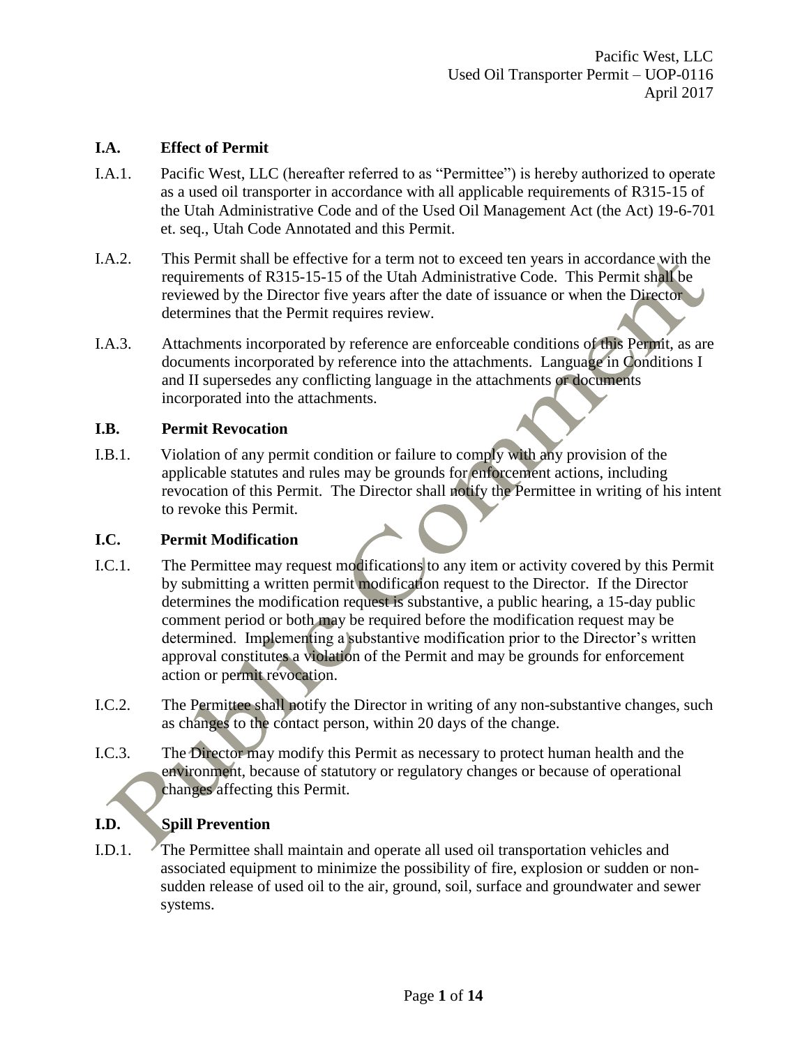### I.A. Effect of Permit

I.A.1. Pacific West, LLC (hereafter referred to as "Permittee") is hereby authorized to operate as a used oil transporter in accordance with all applicable requirements of R315-15 of the Utah Administrative Code and of the Used Oil Management Act (the Act) 19-6-701 et. seq., Utah Code Annotated and this Permit.

I.A.2. This Permit shall be effective for a term not to exceed ten years in accordance with the requirements of R315-15-15 of the Utah Administrative Code. This Permit shall be reviewed by the Director five years after the date of issuance or when the Director determines that the Permit requires review.

I.A.3. Attachments incorporated by reference are enforceable conditions of this Permit, as are documents incorporated by reference into the attachments. Language in Conditions I and II supersedes any conflicting language in the attachments or documents incorporated into the attachments.

### I.B. Permit Revocation

I.B.1. Violation of any permit condition or failure to comply with any provision of the applicable statutes and rules may be grounds for enforcement actions, including revocation of this Permit. The Director shall notify the Permittee in writing of his intent to revoke this Permit.

### I.C. Permit Modification

I.C.1. The Permittee may request modifications to any item or activity covered by this Permit by submitting a written permit modification request to the Director. If the Director determines the modification request is substantive, a public hearing, a 15-day public comment period or both may be required before the modification request may be determined. Implementing a substantive modification prior to the Director's written approval constitutes a violation of the Permit and may be grounds for enforcement action or permit revocation.

I.C.2. The Permittee shall notify the Director in writing of any non-substantive changes, such as changes to the contact person, within 20 days of the change.

I.C.3. The Director may modify this Permit as necessary to protect human health and the environment, because of statutory or regulatory changes or because of operational changes affecting this Permit.

### I.D. Spill Prevention

I.D.1. The Permittee shall maintain and operate all used oil transportation vehicles and associated equipment to minimize the possibility of fire, explosion or sudden or non-sudden release of used oil to the air, ground, soil, surface and groundwater and sewer systems.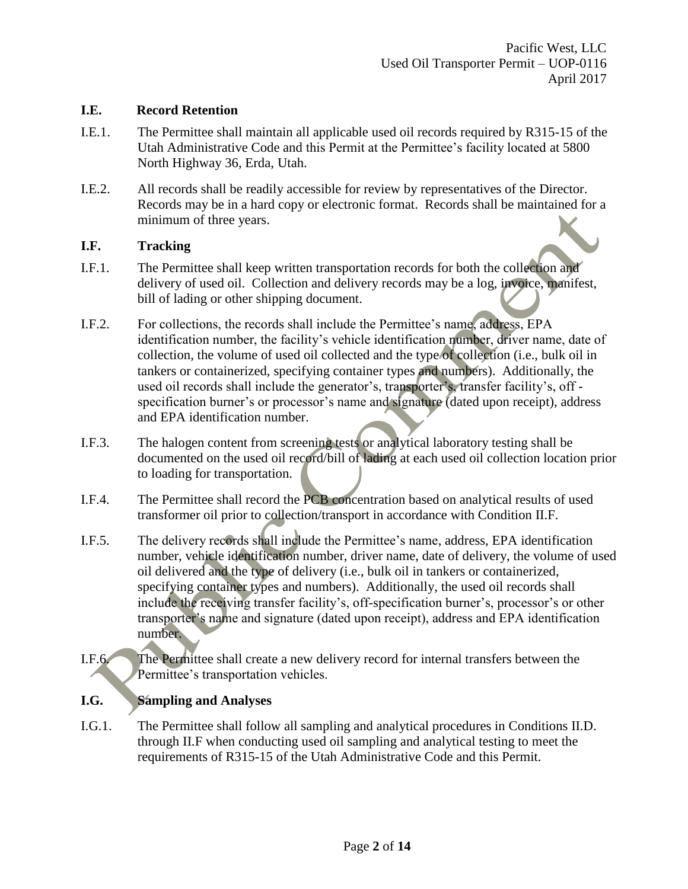### I.E. Record Retention

I.E.1. The Permittee shall maintain all applicable used oil records required by R315-15 of the Utah Administrative Code and this Permit at the Permittee's facility located at 5800 North Highway 36, Erda, Utah.

I.E.2. All records shall be readily accessible for review by representatives of the Director. Records may be in a hard copy or electronic format. Records shall be maintained for a minimum of three years.

### I.F. Tracking

I.F.1. The Permittee shall keep written transportation records for both the collection and delivery of used oil. Collection and delivery records may be a log, invoice, manifest, bill of lading or other shipping document.

I.F.2. For collections, the records shall include the Permittee's name, address, EPA identification number, the facility's vehicle identification number, driver name, date of collection, the volume of used oil collected and the type of collection (i.e., bulk oil in tankers or containerized, specifying container types and numbers). Additionally, the used oil records shall include the generator's, transporter's, transfer facility's, off - specification burner's or processor's name and signature (dated upon receipt), address and EPA identification number.

I.F.3. The halogen content from screening tests or analytical laboratory testing shall be documented on the used oil record/bill of lading at each used oil collection location prior to loading for transportation.

I.F.4. The Permittee shall record the PCB concentration based on analytical results of used transformer oil prior to collection/transport in accordance with Condition II.F.

I.F.5. The delivery records shall include the Permittee's name, address, EPA identification number, vehicle identification number, driver name, date of delivery, the volume of used oil delivered and the type of delivery (i.e., bulk oil in tankers or containerized, specifying container types and numbers). Additionally, the used oil records shall include the receiving transfer facility's, off-specification burner's, processor's or other transporter's name and signature (dated upon receipt), address and EPA identification number.

I.F.6. The Permittee shall create a new delivery record for internal transfers between the Permittee's transportation vehicles.

### I.G. Sampling and Analyses

I.G.1. The Permittee shall follow all sampling and analytical procedures in Conditions II.D. through II.F when conducting used oil sampling and analytical testing to meet the requirements of R315-15 of the Utah Administrative Code and this Permit.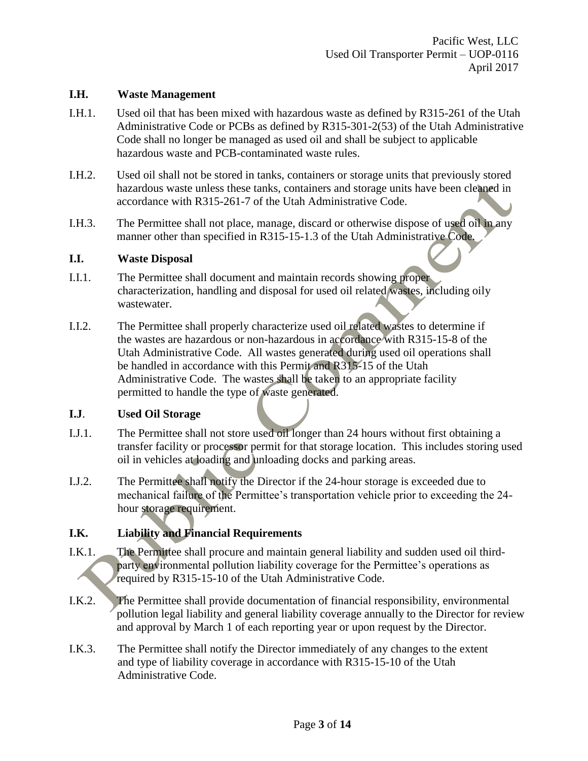### I.H. Waste Management

I.H.1. Used oil that has been mixed with hazardous waste as defined by R315-261 of the Utah Administrative Code or PCBs as defined by R315-301-2(53) of the Utah Administrative Code shall no longer be managed as used oil and shall be subject to applicable hazardous waste and PCB-contaminated waste rules.

I.H.2. Used oil shall not be stored in tanks, containers or storage units that previously stored hazardous waste unless these tanks, containers and storage units have been cleaned in accordance with R315-261-7 of the Utah Administrative Code.

I.H.3. The Permittee shall not place, manage, discard or otherwise dispose of used oil in any manner other than specified in R315-15-1.3 of the Utah Administrative Code.

### I.I. Waste Disposal

I.I.1. The Permittee shall document and maintain records showing proper characterization, handling and disposal for used oil related wastes, including oily wastewater.

I.I.2. The Permittee shall properly characterize used oil related wastes to determine if the wastes are hazardous or non-hazardous in accordance with R315-15-8 of the Utah Administrative Code. All wastes generated during used oil operations shall be handled in accordance with this Permit and R315-15 of the Utah Administrative Code. The wastes shall be taken to an appropriate facility permitted to handle the type of waste generated.

### I.J. Used Oil Storage

I.J.1. The Permittee shall not store used oil longer than 24 hours without first obtaining a transfer facility or processor permit for that storage location. This includes storing used oil in vehicles at loading and unloading docks and parking areas.

I.J.2. The Permittee shall notify the Director if the 24-hour storage is exceeded due to mechanical failure of the Permittee's transportation vehicle prior to exceeding the 24-hour storage requirement.

### I.K. Liability and Financial Requirements

I.K.1. The Permittee shall procure and maintain general liability and sudden used oil third-party environmental pollution liability coverage for the Permittee's operations as required by R315-15-10 of the Utah Administrative Code.

I.K.2. The Permittee shall provide documentation of financial responsibility, environmental pollution legal liability and general liability coverage annually to the Director for review and approval by March 1 of each reporting year or upon request by the Director.

I.K.3. The Permittee shall notify the Director immediately of any changes to the extent and type of liability coverage in accordance with R315-15-10 of the Utah Administrative Code.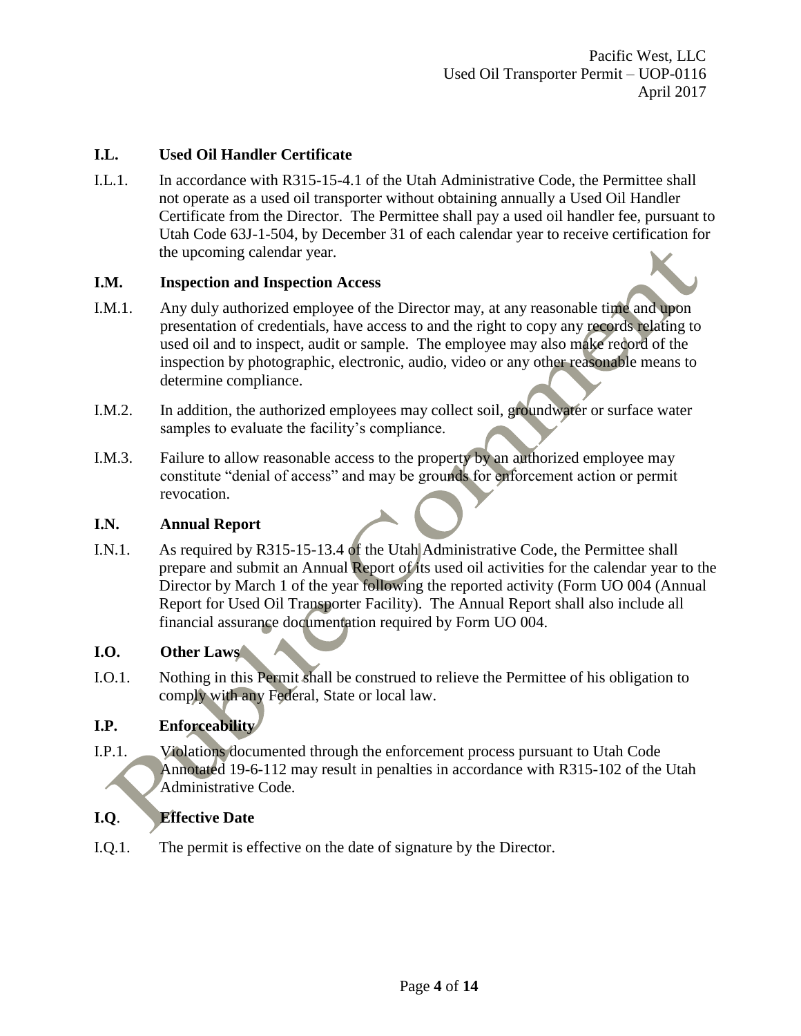### I.L. Used Oil Handler Certificate

I.L.1. In accordance with R315-15-4.1 of the Utah Administrative Code, the Permittee shall not operate as a used oil transporter without obtaining annually a Used Oil Handler Certificate from the Director. The Permittee shall pay a used oil handler fee, pursuant to Utah Code 63J-1-504, by December 31 of each calendar year to receive certification for the upcoming calendar year.

### I.M. Inspection and Inspection Access

I.M.1. Any duly authorized employee of the Director may, at any reasonable time and upon presentation of credentials, have access to and the right to copy any records relating to used oil and to inspect, audit or sample. The employee may also make record of the inspection by photographic, electronic, audio, video or any other reasonable means to determine compliance.

I.M.2. In addition, the authorized employees may collect soil, groundwater or surface water samples to evaluate the facility's compliance.

I.M.3. Failure to allow reasonable access to the property by an authorized employee may constitute "denial of access" and may be grounds for enforcement action or permit revocation.

### I.N. Annual Report

I.N.1. As required by R315-15-13.4 of the Utah Administrative Code, the Permittee shall prepare and submit an Annual Report of its used oil activities for the calendar year to the Director by March 1 of the year following the reported activity (Form UO 004 (Annual Report for Used Oil Transporter Facility). The Annual Report shall also include all financial assurance documentation required by Form UO 004.

### I.O. Other Laws

I.O.1. Nothing in this Permit shall be construed to relieve the Permittee of his obligation to comply with any Federal, State or local law.

### I.P. Enforceability

I.P.1. Violations documented through the enforcement process pursuant to Utah Code Annotated 19-6-112 may result in penalties in accordance with R315-102 of the Utah Administrative Code.

### I.Q. Effective Date

I.Q.1. The permit is effective on the date of signature by the Director.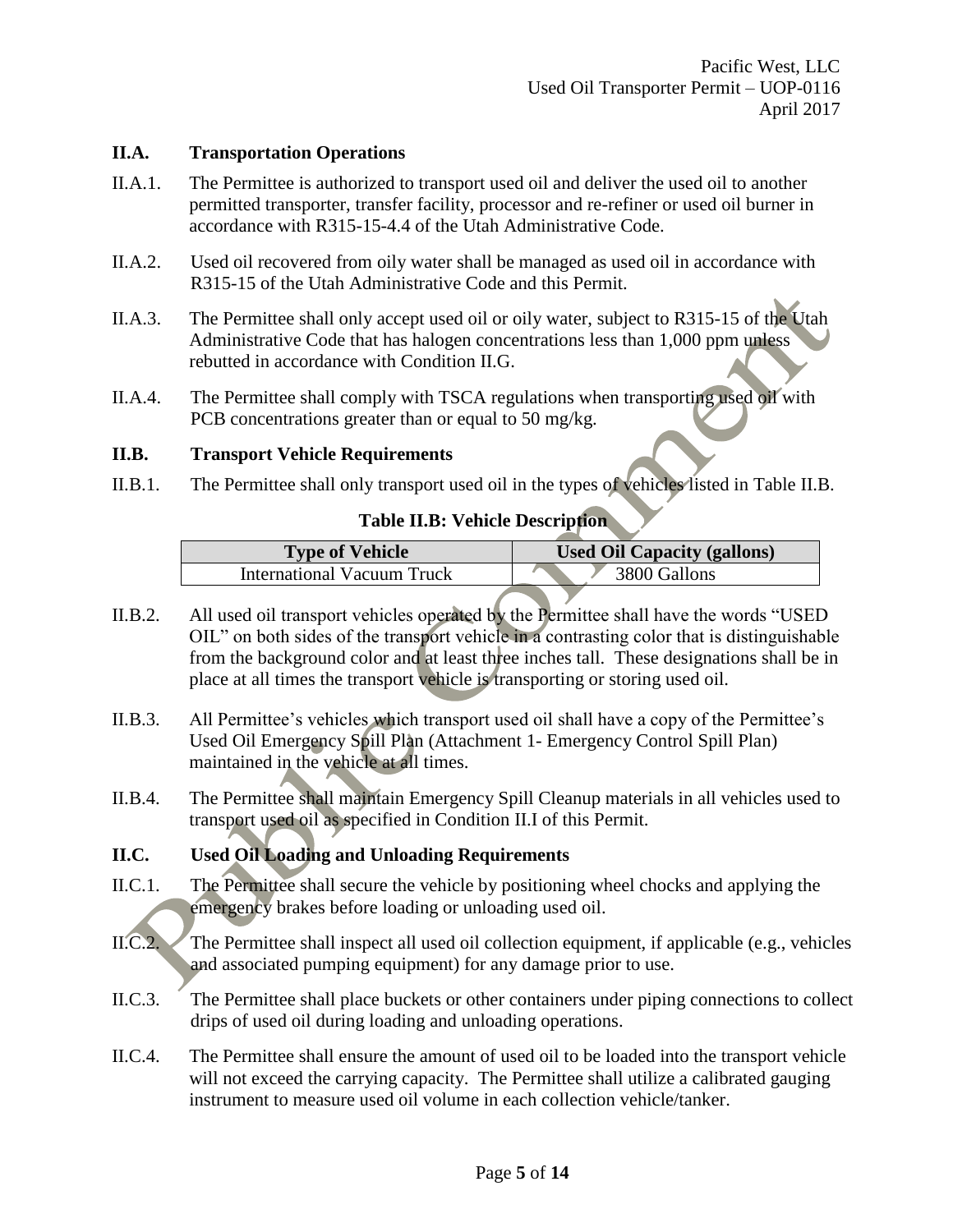## II.A. Transportation Operations

II.A.1. The Permittee is authorized to transport used oil and deliver the used oil to another permitted transporter, transfer facility, processor and re-refiner or used oil burner in accordance with R315-15-4.4 of the Utah Administrative Code.

II.A.2. Used oil recovered from oily water shall be managed as used oil in accordance with R315-15 of the Utah Administrative Code and this Permit.

II.A.3. The Permittee shall only accept used oil or oily water, subject to R315-15 of the Utah Administrative Code that has halogen concentrations less than 1,000 ppm unless rebutted in accordance with Condition II.G.

II.A.4. The Permittee shall comply with TSCA regulations when transporting used oil with PCB concentrations greater than or equal to 50 mg/kg.

## II.B. Transport Vehicle Requirements

II.B.1. The Permittee shall only transport used oil in the types of vehicles listed in Table II.B.

**Table II.B: Vehicle Description**

| Type of Vehicle | Used Oil Capacity (gallons) |
|---|---|
| International Vacuum Truck | 3800 Gallons |

II.B.2. All used oil transport vehicles operated by the Permittee shall have the words "USED OIL" on both sides of the transport vehicle in a contrasting color that is distinguishable from the background color and at least three inches tall. These designations shall be in place at all times the transport vehicle is transporting or storing used oil.

II.B.3. All Permittee's vehicles which transport used oil shall have a copy of the Permittee's Used Oil Emergency Spill Plan (Attachment 1- Emergency Control Spill Plan) maintained in the vehicle at all times.

II.B.4. The Permittee shall maintain Emergency Spill Cleanup materials in all vehicles used to transport used oil as specified in Condition II.I of this Permit.

## II.C. Used Oil Loading and Unloading Requirements

II.C.1. The Permittee shall secure the vehicle by positioning wheel chocks and applying the emergency brakes before loading or unloading used oil.

II.C.2. The Permittee shall inspect all used oil collection equipment, if applicable (e.g., vehicles and associated pumping equipment) for any damage prior to use.

II.C.3. The Permittee shall place buckets or other containers under piping connections to collect drips of used oil during loading and unloading operations.

II.C.4. The Permittee shall ensure the amount of used oil to be loaded into the transport vehicle will not exceed the carrying capacity. The Permittee shall utilize a calibrated gauging instrument to measure used oil volume in each collection vehicle/tanker.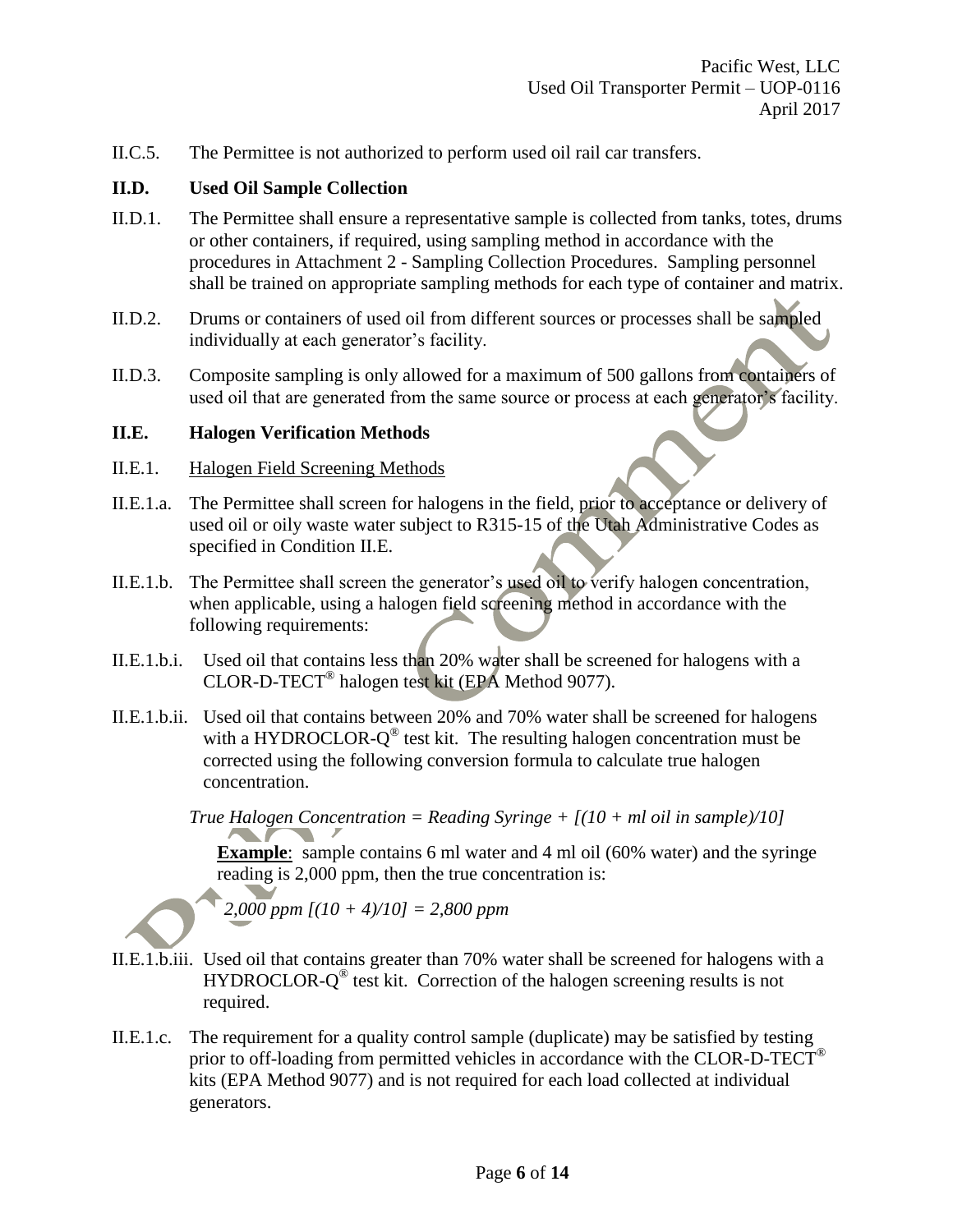II.C.5. The Permittee is not authorized to perform used oil rail car transfers.

## II.D. Used Oil Sample Collection

II.D.1. The Permittee shall ensure a representative sample is collected from tanks, totes, drums or other containers, if required, using sampling method in accordance with the procedures in Attachment 2 - Sampling Collection Procedures. Sampling personnel shall be trained on appropriate sampling methods for each type of container and matrix.

II.D.2. Drums or containers of used oil from different sources or processes shall be sampled individually at each generator's facility.

II.D.3. Composite sampling is only allowed for a maximum of 500 gallons from containers of used oil that are generated from the same source or process at each generator's facility.

## II.E. Halogen Verification Methods

II.E.1. Halogen Field Screening Methods

II.E.1.a. The Permittee shall screen for halogens in the field, prior to acceptance or delivery of used oil or oily waste water subject to R315-15 of the Utah Administrative Codes as specified in Condition II.E.

II.E.1.b. The Permittee shall screen the generator's used oil to verify halogen concentration, when applicable, using a halogen field screening method in accordance with the following requirements:

II.E.1.b.i. Used oil that contains less than 20% water shall be screened for halogens with a CLOR-D-TECT® halogen test kit (EPA Method 9077).

II.E.1.b.ii. Used oil that contains between 20% and 70% water shall be screened for halogens with a HYDROCLOR-Q® test kit. The resulting halogen concentration must be corrected using the following conversion formula to calculate true halogen concentration.

*True Halogen Concentration = Reading Syringe + [(10 + ml oil in sample)/10]*

**Example**: sample contains 6 ml water and 4 ml oil (60% water) and the syringe reading is 2,000 ppm, then the true concentration is:

*2,000 ppm [(10 + 4)/10] = 2,800 ppm*

II.E.1.b.iii. Used oil that contains greater than 70% water shall be screened for halogens with a HYDROCLOR-Q® test kit. Correction of the halogen screening results is not required.

II.E.1.c. The requirement for a quality control sample (duplicate) may be satisfied by testing prior to off-loading from permitted vehicles in accordance with the CLOR-D-TECT® kits (EPA Method 9077) and is not required for each load collected at individual generators.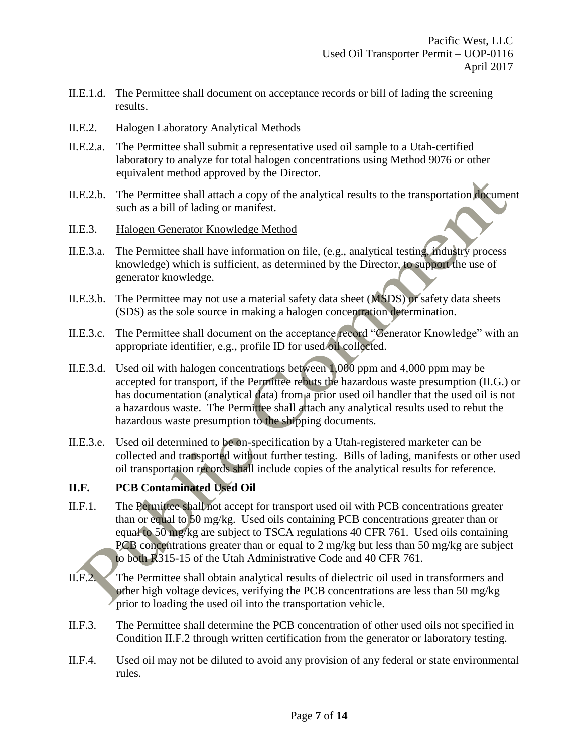II.E.1.d. The Permittee shall document on acceptance records or bill of lading the screening results.

II.E.2. Halogen Laboratory Analytical Methods

II.E.2.a. The Permittee shall submit a representative used oil sample to a Utah-certified laboratory to analyze for total halogen concentrations using Method 9076 or other equivalent method approved by the Director.

II.E.2.b. The Permittee shall attach a copy of the analytical results to the transportation document such as a bill of lading or manifest.

II.E.3. Halogen Generator Knowledge Method

II.E.3.a. The Permittee shall have information on file, (e.g., analytical testing, industry process knowledge) which is sufficient, as determined by the Director, to support the use of generator knowledge.

II.E.3.b. The Permittee may not use a material safety data sheet (MSDS) or safety data sheets (SDS) as the sole source in making a halogen concentration determination.

II.E.3.c. The Permittee shall document on the acceptance record "Generator Knowledge" with an appropriate identifier, e.g., profile ID for used oil collected.

II.E.3.d. Used oil with halogen concentrations between 1,000 ppm and 4,000 ppm may be accepted for transport, if the Permittee rebuts the hazardous waste presumption (II.G.) or has documentation (analytical data) from a prior used oil handler that the used oil is not a hazardous waste. The Permittee shall attach any analytical results used to rebut the hazardous waste presumption to the shipping documents.

II.E.3.e. Used oil determined to be on-specification by a Utah-registered marketer can be collected and transported without further testing. Bills of lading, manifests or other used oil transportation records shall include copies of the analytical results for reference.

## II.F. PCB Contaminated Used Oil

II.F.1. The Permittee shall not accept for transport used oil with PCB concentrations greater than or equal to 50 mg/kg. Used oils containing PCB concentrations greater than or equal to 50 mg/kg are subject to TSCA regulations 40 CFR 761. Used oils containing PCB concentrations greater than or equal to 2 mg/kg but less than 50 mg/kg are subject to both R315-15 of the Utah Administrative Code and 40 CFR 761.

II.F.2. The Permittee shall obtain analytical results of dielectric oil used in transformers and other high voltage devices, verifying the PCB concentrations are less than 50 mg/kg prior to loading the used oil into the transportation vehicle.

II.F.3. The Permittee shall determine the PCB concentration of other used oils not specified in Condition II.F.2 through written certification from the generator or laboratory testing.

II.F.4. Used oil may not be diluted to avoid any provision of any federal or state environmental rules.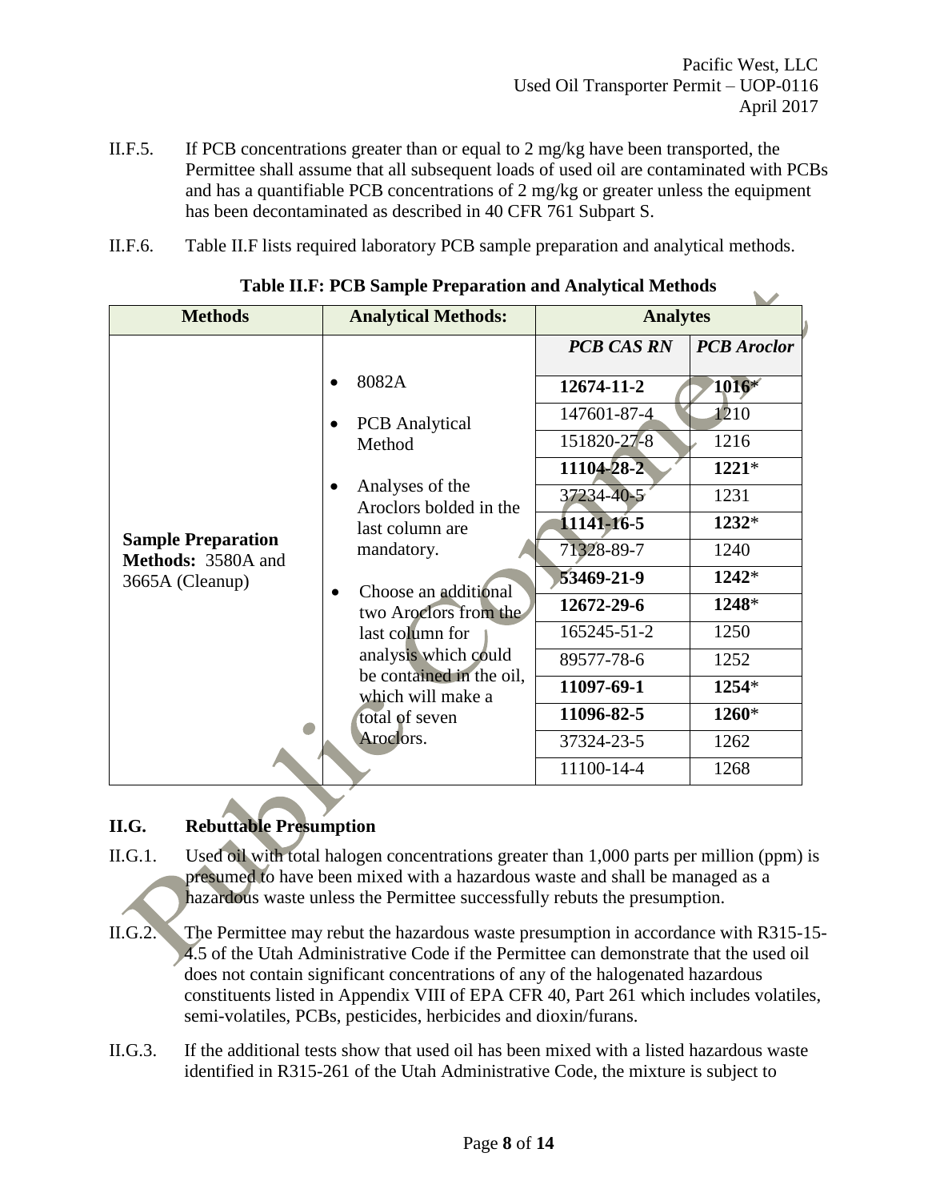II.F.5. If PCB concentrations greater than or equal to 2 mg/kg have been transported, the Permittee shall assume that all subsequent loads of used oil are contaminated with PCBs and has a quantifiable PCB concentrations of 2 mg/kg or greater unless the equipment has been decontaminated as described in 40 CFR 761 Subpart S.

II.F.6. Table II.F lists required laboratory PCB sample preparation and analytical methods.

**Table II.F: PCB Sample Preparation and Analytical Methods**

| Methods | Analytical Methods: | Analytes | |
|---|---|---|---|
| | | ***PCB CAS RN*** | ***PCB Aroclor*** |
| **Sample Preparation Methods:** 3580A and 3665A (Cleanup) | • 8082A<br>• PCB Analytical Method<br>• Analyses of the Aroclors bolded in the last column are mandatory.<br>• Choose an additional two Aroclors from the last column for analysis which could be contained in the oil, which will make a total of seven Aroclors. | **12674-11-2** | **1016*** |
| | | 147601-87-4 | 1210 |
| | | 151820-27-8 | 1216 |
| | | **11104-28-2** | **1221*** |
| | | 37234-40-5 | 1231 |
| | | **11141-16-5** | **1232*** |
| | | 71328-89-7 | 1240 |
| | | **53469-21-9** | **1242*** |
| | | **12672-29-6** | **1248*** |
| | | 165245-51-2 | 1250 |
| | | 89577-78-6 | 1252 |
| | | **11097-69-1** | **1254*** |
| | | **11096-82-5** | **1260*** |
| | | 37324-23-5 | 1262 |
| | | 11100-14-4 | 1268 |

## II.G. Rebuttable Presumption

II.G.1. Used oil with total halogen concentrations greater than 1,000 parts per million (ppm) is presumed to have been mixed with a hazardous waste and shall be managed as a hazardous waste unless the Permittee successfully rebuts the presumption.

II.G.2. The Permittee may rebut the hazardous waste presumption in accordance with R315-15-4.5 of the Utah Administrative Code if the Permittee can demonstrate that the used oil does not contain significant concentrations of any of the halogenated hazardous constituents listed in Appendix VIII of EPA CFR 40, Part 261 which includes volatiles, semi-volatiles, PCBs, pesticides, herbicides and dioxin/furans.

II.G.3. If the additional tests show that used oil has been mixed with a listed hazardous waste identified in R315-261 of the Utah Administrative Code, the mixture is subject to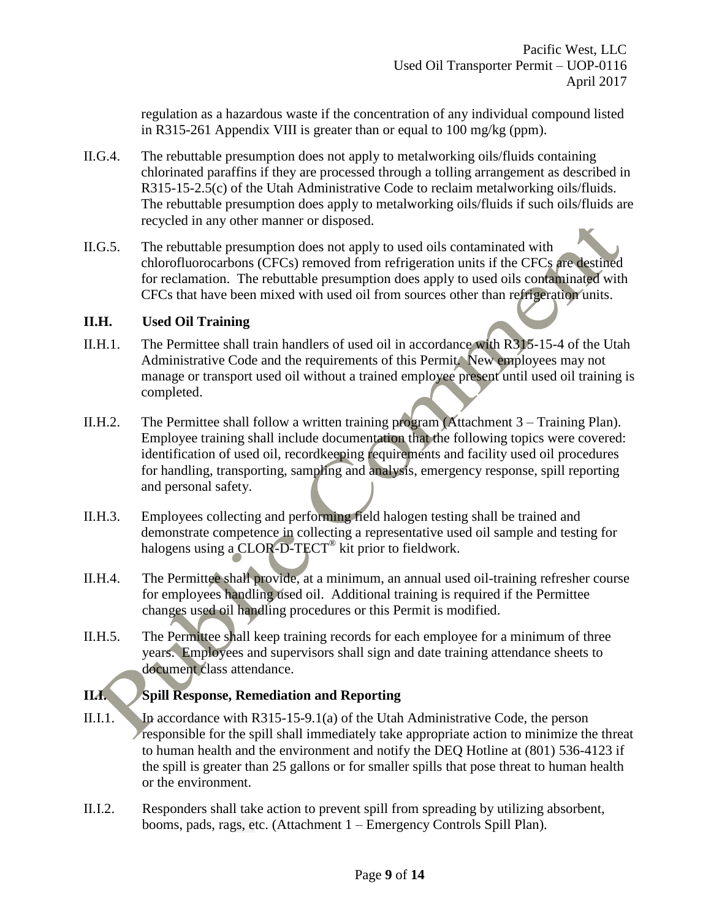regulation as a hazardous waste if the concentration of any individual compound listed in R315-261 Appendix VIII is greater than or equal to 100 mg/kg (ppm).

II.G.4. The rebuttable presumption does not apply to metalworking oils/fluids containing chlorinated paraffins if they are processed through a tolling arrangement as described in R315-15-2.5(c) of the Utah Administrative Code to reclaim metalworking oils/fluids. The rebuttable presumption does apply to metalworking oils/fluids if such oils/fluids are recycled in any other manner or disposed.

II.G.5. The rebuttable presumption does not apply to used oils contaminated with chlorofluorocarbons (CFCs) removed from refrigeration units if the CFCs are destined for reclamation. The rebuttable presumption does apply to used oils contaminated with CFCs that have been mixed with used oil from sources other than refrigeration units.

## II.H. Used Oil Training

II.H.1. The Permittee shall train handlers of used oil in accordance with R315-15-4 of the Utah Administrative Code and the requirements of this Permit. New employees may not manage or transport used oil without a trained employee present until used oil training is completed.

II.H.2. The Permittee shall follow a written training program (Attachment 3 – Training Plan). Employee training shall include documentation that the following topics were covered: identification of used oil, recordkeeping requirements and facility used oil procedures for handling, transporting, sampling and analysis, emergency response, spill reporting and personal safety.

II.H.3. Employees collecting and performing field halogen testing shall be trained and demonstrate competence in collecting a representative used oil sample and testing for halogens using a CLOR-D-TECT® kit prior to fieldwork.

II.H.4. The Permittee shall provide, at a minimum, an annual used oil-training refresher course for employees handling used oil. Additional training is required if the Permittee changes used oil handling procedures or this Permit is modified.

II.H.5. The Permittee shall keep training records for each employee for a minimum of three years. Employees and supervisors shall sign and date training attendance sheets to document class attendance.

## II.I. Spill Response, Remediation and Reporting

II.I.1. In accordance with R315-15-9.1(a) of the Utah Administrative Code, the person responsible for the spill shall immediately take appropriate action to minimize the threat to human health and the environment and notify the DEQ Hotline at (801) 536-4123 if the spill is greater than 25 gallons or for smaller spills that pose threat to human health or the environment.

II.I.2. Responders shall take action to prevent spill from spreading by utilizing absorbent, booms, pads, rags, etc. (Attachment 1 – Emergency Controls Spill Plan).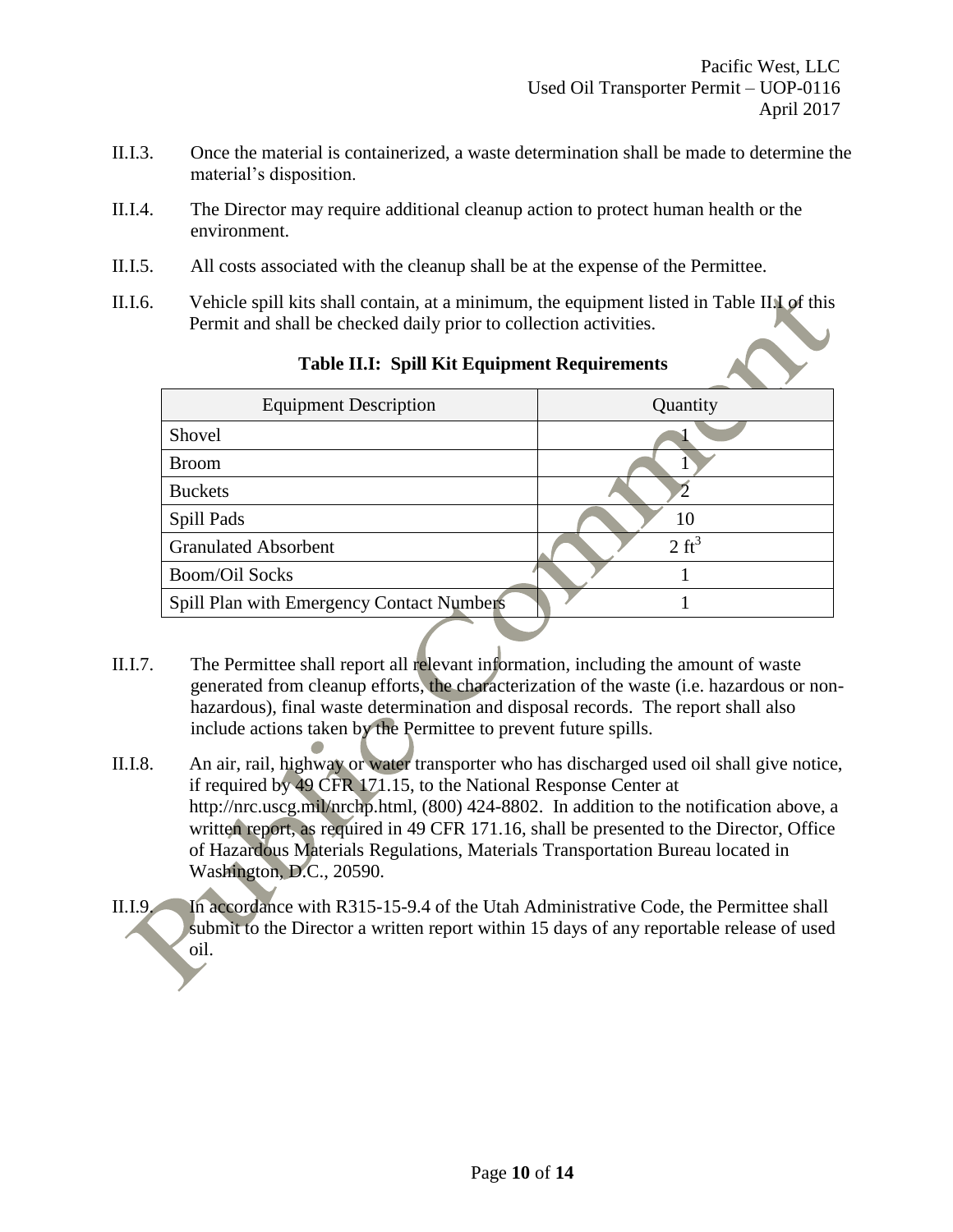II.I.3. Once the material is containerized, a waste determination shall be made to determine the material's disposition.

II.I.4. The Director may require additional cleanup action to protect human health or the environment.

II.I.5. All costs associated with the cleanup shall be at the expense of the Permittee.

II.I.6. Vehicle spill kits shall contain, at a minimum, the equipment listed in Table II.I of this Permit and shall be checked daily prior to collection activities.

**Table II.I: Spill Kit Equipment Requirements**

| Equipment Description | Quantity |
|---|---|
| Shovel | 1 |
| Broom | 1 |
| Buckets | 2 |
| Spill Pads | 10 |
| Granulated Absorbent | 2 $ft^3$ |
| Boom/Oil Socks | 1 |
| Spill Plan with Emergency Contact Numbers | 1 |

II.I.7. The Permittee shall report all relevant information, including the amount of waste generated from cleanup efforts, the characterization of the waste (i.e. hazardous or non-hazardous), final waste determination and disposal records. The report shall also include actions taken by the Permittee to prevent future spills.

II.I.8. An air, rail, highway or water transporter who has discharged used oil shall give notice, if required by 49 CFR 171.15, to the National Response Center at http://nrc.uscg.mil/nrchp.html, (800) 424-8802. In addition to the notification above, a written report, as required in 49 CFR 171.16, shall be presented to the Director, Office of Hazardous Materials Regulations, Materials Transportation Bureau located in Washington, D.C., 20590.

II.I.9. In accordance with R315-15-9.4 of the Utah Administrative Code, the Permittee shall submit to the Director a written report within 15 days of any reportable release of used oil.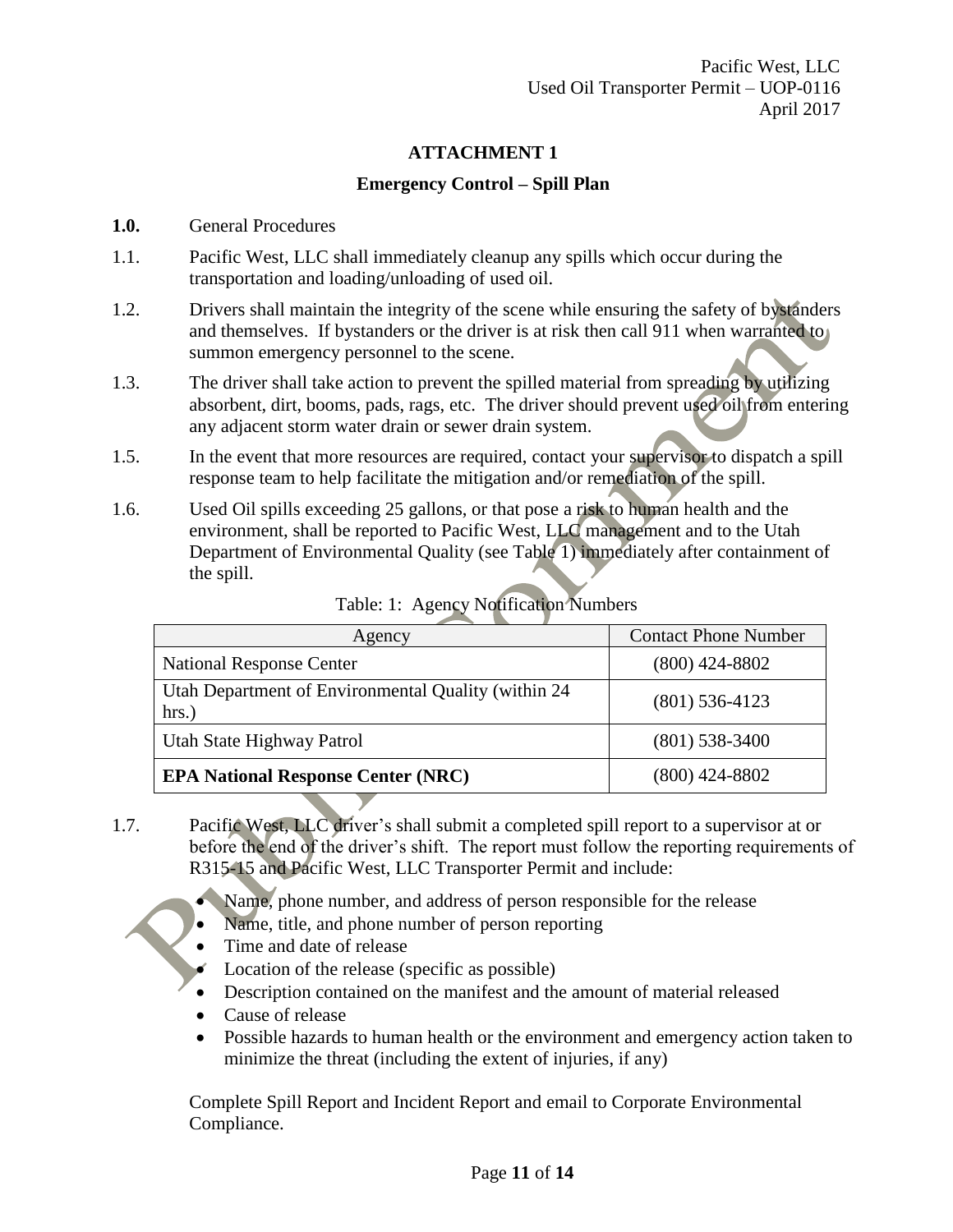## ATTACHMENT 1

### Emergency Control – Spill Plan

**1.0.** General Procedures

1.1. Pacific West, LLC shall immediately cleanup any spills which occur during the transportation and loading/unloading of used oil.

1.2. Drivers shall maintain the integrity of the scene while ensuring the safety of bystanders and themselves. If bystanders or the driver is at risk then call 911 when warranted to summon emergency personnel to the scene.

1.3. The driver shall take action to prevent the spilled material from spreading by utilizing absorbent, dirt, booms, pads, rags, etc. The driver should prevent used oil from entering any adjacent storm water drain or sewer drain system.

1.5. In the event that more resources are required, contact your supervisor to dispatch a spill response team to help facilitate the mitigation and/or remediation of the spill.

1.6. Used Oil spills exceeding 25 gallons, or that pose a risk to human health and the environment, shall be reported to Pacific West, LLC management and to the Utah Department of Environmental Quality (see Table 1) immediately after containment of the spill.

Table: 1: Agency Notification Numbers

| Agency | Contact Phone Number |
|---|---|
| National Response Center | (800) 424-8802 |
| Utah Department of Environmental Quality (within 24 hrs.) | (801) 536-4123 |
| Utah State Highway Patrol | (801) 538-3400 |
| **EPA National Response Center (NRC)** | (800) 424-8802 |

1.7. Pacific West, LLC driver's shall submit a completed spill report to a supervisor at or before the end of the driver's shift. The report must follow the reporting requirements of R315-15 and Pacific West, LLC Transporter Permit and include:

- Name, phone number, and address of person responsible for the release
- Name, title, and phone number of person reporting
- Time and date of release
- Location of the release (specific as possible)
- Description contained on the manifest and the amount of material released
- Cause of release
- Possible hazards to human health or the environment and emergency action taken to minimize the threat (including the extent of injuries, if any)

Complete Spill Report and Incident Report and email to Corporate Environmental Compliance.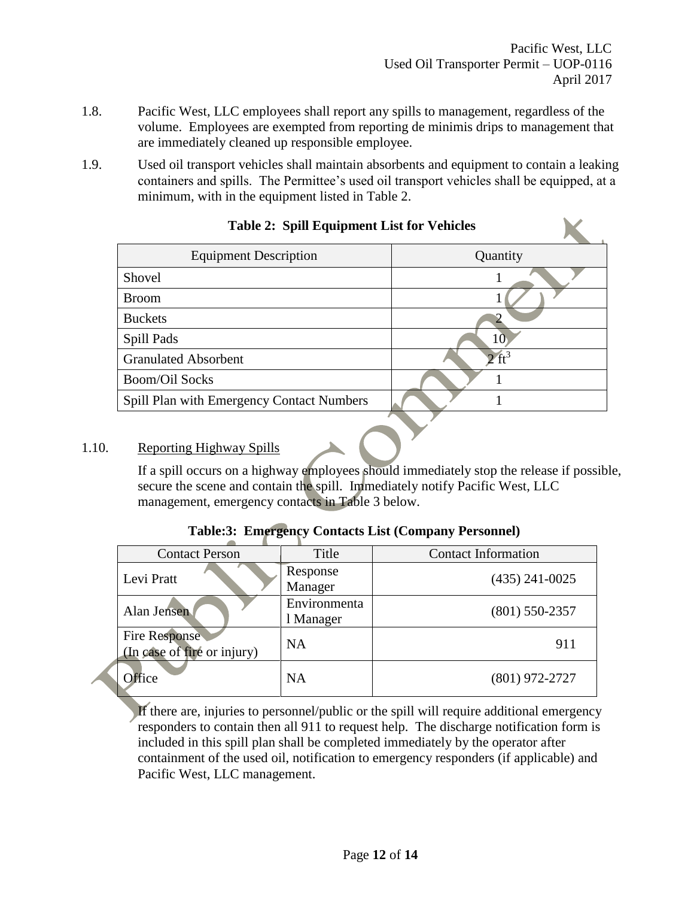1.8. Pacific West, LLC employees shall report any spills to management, regardless of the volume. Employees are exempted from reporting de minimis drips to management that are immediately cleaned up responsible employee.

1.9. Used oil transport vehicles shall maintain absorbents and equipment to contain a leaking containers and spills. The Permittee's used oil transport vehicles shall be equipped, at a minimum, with in the equipment listed in Table 2.

**Table 2: Spill Equipment List for Vehicles**

| Equipment Description | Quantity |
|---|---|
| Shovel | 1 |
| Broom | 1 |
| Buckets | 2 |
| Spill Pads | 10 |
| Granulated Absorbent | 2 $ft^3$ |
| Boom/Oil Socks | 1 |
| Spill Plan with Emergency Contact Numbers | 1 |

1.10. <u>Reporting Highway Spills</u>

If a spill occurs on a highway employees should immediately stop the release if possible, secure the scene and contain the spill. Immediately notify Pacific West, LLC management, emergency contacts in Table 3 below.

**Table:3: Emergency Contacts List (Company Personnel)**

| Contact Person | Title | Contact Information |
|---|---|---|
| Levi Pratt | Response Manager | (435) 241-0025 |
| Alan Jensen | Environmental Manager | (801) 550-2357 |
| Fire Response (In case of fire or injury) | NA | 911 |
| Office | NA | (801) 972-2727 |

If there are, injuries to personnel/public or the spill will require additional emergency responders to contain then all 911 to request help. The discharge notification form is included in this spill plan shall be completed immediately by the operator after containment of the used oil, notification to emergency responders (if applicable) and Pacific West, LLC management.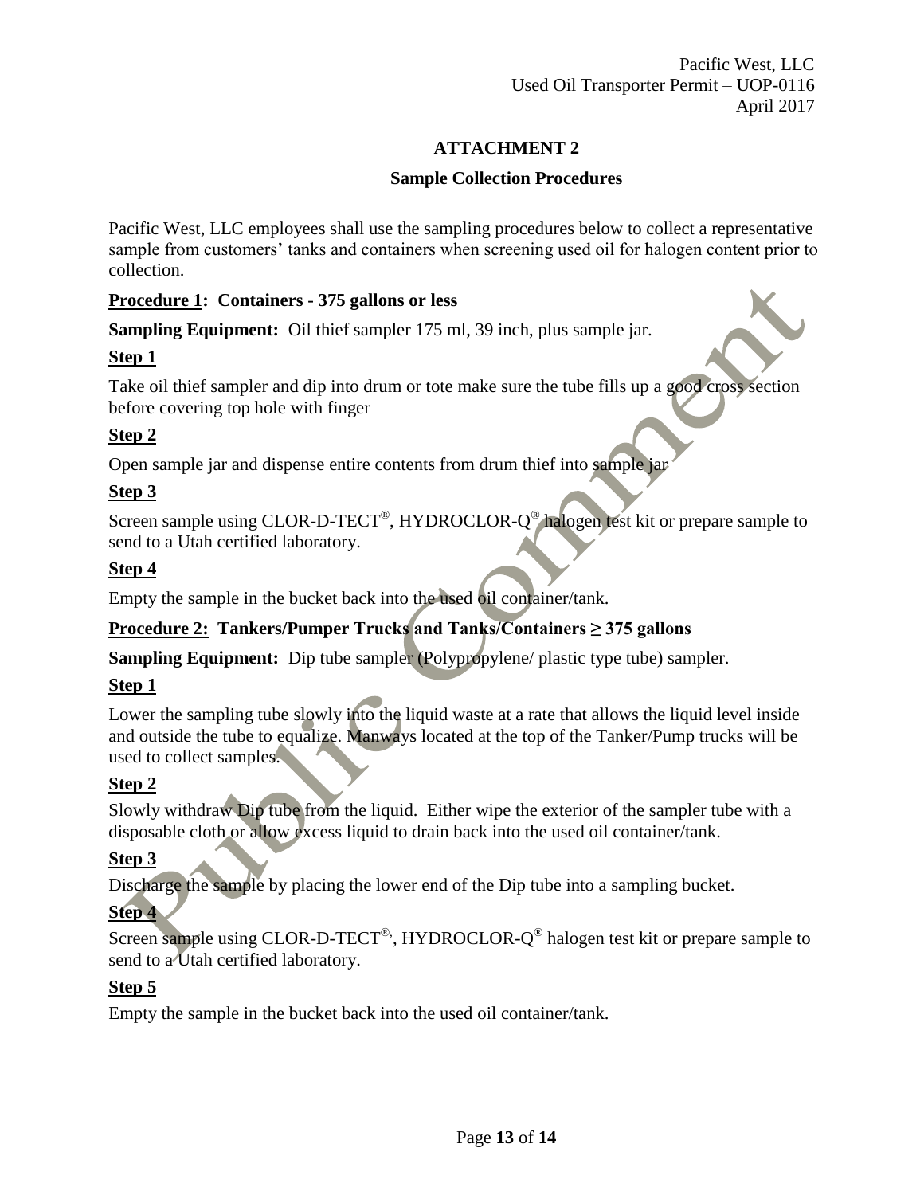## ATTACHMENT 2

### Sample Collection Procedures

Pacific West, LLC employees shall use the sampling procedures below to collect a representative sample from customers' tanks and containers when screening used oil for halogen content prior to collection.

**Procedure 1: Containers - 375 gallons or less**

**Sampling Equipment:** Oil thief sampler 175 ml, 39 inch, plus sample jar.

**Step 1**

Take oil thief sampler and dip into drum or tote make sure the tube fills up a good cross section before covering top hole with finger

**Step 2**

Open sample jar and dispense entire contents from drum thief into sample jar

**Step 3**

Screen sample using CLOR-D-TECT®, HYDROCLOR-Q® halogen test kit or prepare sample to send to a Utah certified laboratory.

**Step 4**

Empty the sample in the bucket back into the used oil container/tank.

**Procedure 2: Tankers/Pumper Trucks and Tanks/Containers ≥ 375 gallons**

**Sampling Equipment:** Dip tube sampler (Polypropylene/ plastic type tube) sampler.

**Step 1**

Lower the sampling tube slowly into the liquid waste at a rate that allows the liquid level inside and outside the tube to equalize. Manways located at the top of the Tanker/Pump trucks will be used to collect samples.

**Step 2**

Slowly withdraw Dip tube from the liquid. Either wipe the exterior of the sampler tube with a disposable cloth or allow excess liquid to drain back into the used oil container/tank.

**Step 3**

Discharge the sample by placing the lower end of the Dip tube into a sampling bucket.

**Step 4**

Screen sample using CLOR-D-TECT®, HYDROCLOR-Q® halogen test kit or prepare sample to send to a Utah certified laboratory.

**Step 5**

Empty the sample in the bucket back into the used oil container/tank.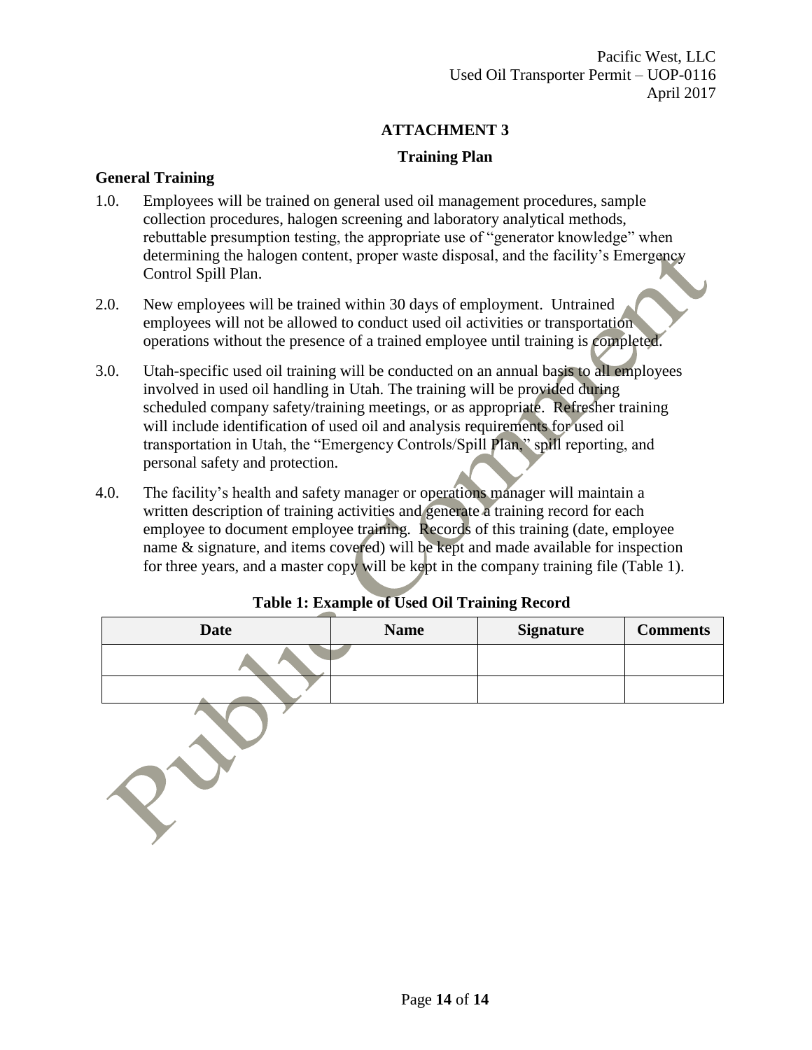## ATTACHMENT 3

### Training Plan

**General Training**

1.0. Employees will be trained on general used oil management procedures, sample collection procedures, halogen screening and laboratory analytical methods, rebuttable presumption testing, the appropriate use of "generator knowledge" when determining the halogen content, proper waste disposal, and the facility's Emergency Control Spill Plan.

2.0. New employees will be trained within 30 days of employment. Untrained employees will not be allowed to conduct used oil activities or transportation operations without the presence of a trained employee until training is completed.

3.0. Utah-specific used oil training will be conducted on an annual basis to all employees involved in used oil handling in Utah. The training will be provided during scheduled company safety/training meetings, or as appropriate. Refresher training will include identification of used oil and analysis requirements for used oil transportation in Utah, the "Emergency Controls/Spill Plan," spill reporting, and personal safety and protection.

4.0. The facility's health and safety manager or operations manager will maintain a written description of training activities and generate a training record for each employee to document employee training. Records of this training (date, employee name & signature, and items covered) will be kept and made available for inspection for three years, and a master copy will be kept in the company training file (Table 1).

**Table 1: Example of Used Oil Training Record**

| Date | Name | Signature | Comments |
|---|---|---|---|
| | | | |
| | | | |